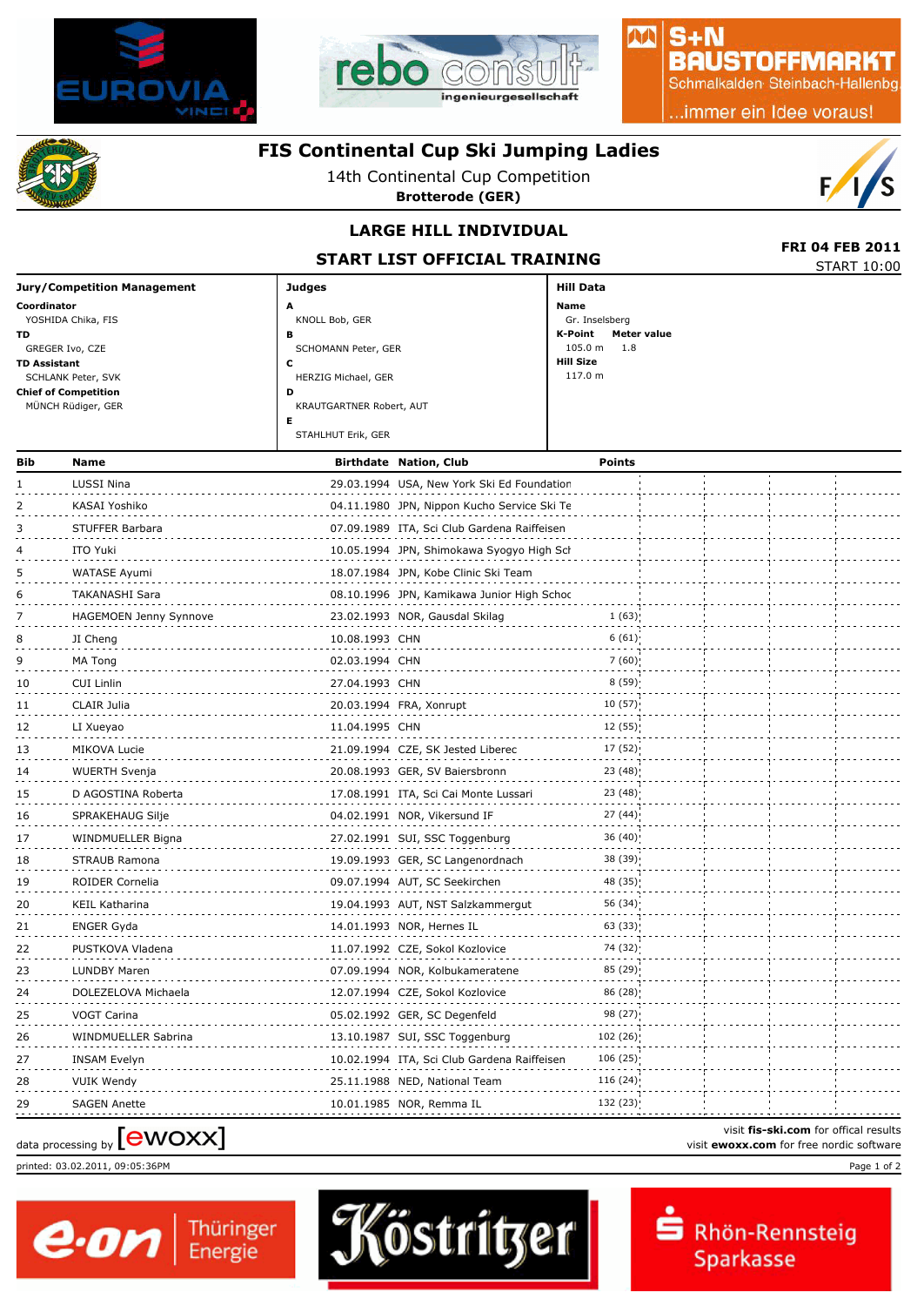# FIS Continental Cup Ski Jumping Ladies

14th Continental Cup Competition

**Brotterode (GER)**

## LARGE HILL INDIVIDUAL

## START LIST OFFICIAL TRAINING

**FRI 04 FEB 2011**

START 10:00

| Jury/Competition Management | Judges | Hill Data |
|---|---|---|
| **Coordinator** YOSHIDA Chika, FIS | **A** KNOLL Bob, GER | **Name** Gr. Inselsberg |
| **TD** GREGER Ivo, CZE | **B** SCHOMANN Peter, GER | **K-Point** 105.0 m **Meter value** 1.8 |
| **TD Assistant** SCHLANK Peter, SVK | **C** HERZIG Michael, GER | **Hill Size** 117.0 m |
| **Chief of Competition** MÜNCH Rüdiger, GER | **D** KRAUTGARTNER Robert, AUT | |
| | **E** STAHLHUT Erik, GER | |

| Bib | Name | Birthdate | Nation, Club | Points |
|---|---|---|---|---|
| 1 | LUSSI Nina | 29.03.1994 | USA, New York Ski Ed Foundation | |
| 2 | KASAI Yoshiko | 04.11.1980 | JPN, Nippon Kucho Service Ski Te | |
| 3 | STUFFER Barbara | 07.09.1989 | ITA, Sci Club Gardena Raiffeisen | |
| 4 | ITO Yuki | 10.05.1994 | JPN, Shimokawa Syogyo High Sch | |
| 5 | WATASE Ayumi | 18.07.1984 | JPN, Kobe Clinic Ski Team | |
| 6 | TAKANASHI Sara | 08.10.1996 | JPN, Kamikawa Junior High Schoo | |
| 7 | HAGEMOEN Jenny Synnove | 23.02.1993 | NOR, Gausdal Skilag | 1 (63) |
| 8 | JI Cheng | 10.08.1993 | CHN | 6 (61) |
| 9 | MA Tong | 02.03.1994 | CHN | 7 (60) |
| 10 | CUI Linlin | 27.04.1993 | CHN | 8 (59) |
| 11 | CLAIR Julia | 20.03.1994 | FRA, Xonrupt | 10 (57) |
| 12 | LI Xueyao | 11.04.1995 | CHN | 12 (55) |
| 13 | MIKOVA Lucie | 21.09.1994 | CZE, SK Jested Liberec | 17 (52) |
| 14 | WUERTH Svenja | 20.08.1993 | GER, SV Baiersbronn | 23 (48) |
| 15 | D AGOSTINA Roberta | 17.08.1991 | ITA, Sci Cai Monte Lussari | 23 (48) |
| 16 | SPRAKEHAUG Silje | 04.02.1991 | NOR, Vikersund IF | 27 (44) |
| 17 | WINDMUELLER Bigna | 27.02.1991 | SUI, SSC Toggenburg | 36 (40) |
| 18 | STRAUB Ramona | 19.09.1993 | GER, SC Langenordnach | 38 (39) |
| 19 | ROIDER Cornelia | 09.07.1994 | AUT, SC Seekirchen | 48 (35) |
| 20 | KEIL Katharina | 19.04.1993 | AUT, NST Salzkammergut | 56 (34) |
| 21 | ENGER Gyda | 14.01.1993 | NOR, Hernes IL | 63 (33) |
| 22 | PUSTKOVA Vladena | 11.07.1992 | CZE, Sokol Kozlovice | 74 (32) |
| 23 | LUNDBY Maren | 07.09.1994 | NOR, Kolbukameratene | 85 (29) |
| 24 | DOLEZELOVA Michaela | 12.07.1994 | CZE, Sokol Kozlovice | 86 (28) |
| 25 | VOGT Carina | 05.02.1992 | GER, SC Degenfeld | 98 (27) |
| 26 | WINDMUELLER Sabrina | 13.10.1987 | SUI, SSC Toggenburg | 102 (26) |
| 27 | INSAM Evelyn | 10.02.1994 | ITA, Sci Club Gardena Raiffeisen | 106 (25) |
| 28 | VUIK Wendy | 25.11.1988 | NED, National Team | 116 (24) |
| 29 | SAGEN Anette | 10.01.1985 | NOR, Remma IL | 132 (23) |

data processing by [ewoxx]

visit **fis-ski.com** for offical results
visit **ewoxx.com** for free nordic software

printed: 03.02.2011, 09:05:36PM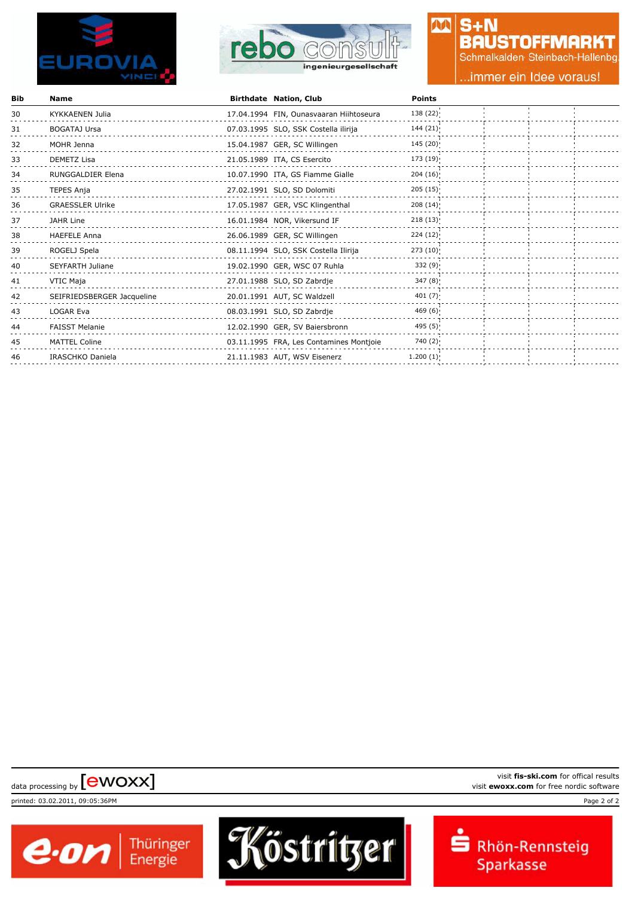| Bib | Name | Birthdate | Nation, Club | Points | | | |
|---|---|---|---|---|---|---|---|
| 30 | KYKKAENEN Julia | 17.04.1994 | FIN, Ounasvaaran Hiihtoseura | 138 (22) | | | |
| 31 | BOGATAJ Ursa | 07.03.1995 | SLO, SSK Costella ilirija | 144 (21) | | | |
| 32 | MOHR Jenna | 15.04.1987 | GER, SC Willingen | 145 (20) | | | |
| 33 | DEMETZ Lisa | 21.05.1989 | ITA, CS Esercito | 173 (19) | | | |
| 34 | RUNGGALDIER Elena | 10.07.1990 | ITA, GS Fiamme Gialle | 204 (16) | | | |
| 35 | TEPES Anja | 27.02.1991 | SLO, SD Dolomiti | 205 (15) | | | |
| 36 | GRAESSLER Ulrike | 17.05.1987 | GER, VSC Klingenthal | 208 (14) | | | |
| 37 | JAHR Line | 16.01.1984 | NOR, Vikersund IF | 218 (13) | | | |
| 38 | HAEFELE Anna | 26.06.1989 | GER, SC Willingen | 224 (12) | | | |
| 39 | ROGELJ Spela | 08.11.1994 | SLO, SSK Costella Ilirija | 273 (10) | | | |
| 40 | SEYFARTH Juliane | 19.02.1990 | GER, WSC 07 Ruhla | 332 (9) | | | |
| 41 | VTIC Maja | 27.01.1988 | SLO, SD Zabrdje | 347 (8) | | | |
| 42 | SEIFRIEDSBERGER Jacqueline | 20.01.1991 | AUT, SC Waldzell | 401 (7) | | | |
| 43 | LOGAR Eva | 08.03.1991 | SLO, SD Zabrdje | 469 (6) | | | |
| 44 | FAISST Melanie | 12.02.1990 | GER, SV Baiersbronn | 495 (5) | | | |
| 45 | MATTEL Coline | 03.11.1995 | FRA, Les Contamines Montjoie | 740 (2) | | | |
| 46 | IRASCHKO Daniela | 21.11.1983 | AUT, WSV Eisenerz | 1.200 (1) | | | |

data processing by [ewoxx]

visit **fis-ski.com** for offical results
visit **ewoxx.com** for free nordic software

printed: 03.02.2011, 09:05:36PM